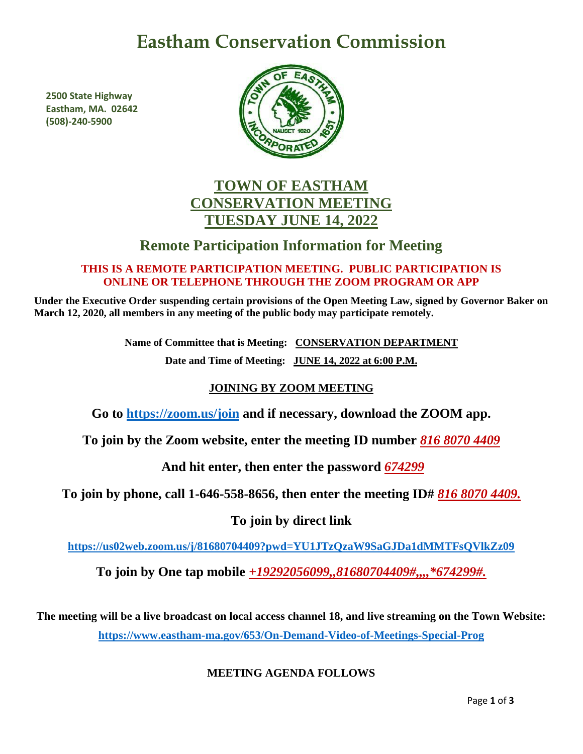# Eastham Conservation Commission

**2500 State Highway**
**Eastham, MA. 02642**
**(508)-240-5900**

## TOWN OF EASTHAM
## CONSERVATION MEETING
## TUESDAY JUNE 14, 2022

## Remote Participation Information for Meeting

**THIS IS A REMOTE PARTICIPATION MEETING. PUBLIC PARTICIPATION IS ONLINE OR TELEPHONE THROUGH THE ZOOM PROGRAM OR APP**

**Under the Executive Order suspending certain provisions of the Open Meeting Law, signed by Governor Baker on March 12, 2020, all members in any meeting of the public body may participate remotely.**

**Name of Committee that is Meeting: CONSERVATION DEPARTMENT**

**Date and Time of Meeting: JUNE 14, 2022 at 6:00 P.M.**

**JOINING BY ZOOM MEETING**

**Go to https://zoom.us/join and if necessary, download the ZOOM app.**

**To join by the Zoom website, enter the meeting ID number *816 8070 4409***

**And hit enter, then enter the password *674299***

**To join by phone, call 1-646-558-8656, then enter the meeting ID# *816 8070 4409.***

**To join by direct link**

**https://us02web.zoom.us/j/81680704409?pwd=YU1JTzQzaW9SaGJDa1dMMTFsQVlkZz09**

**To join by One tap mobile *+19292056099,,81680704409#,,,,*674299#.***

**The meeting will be a live broadcast on local access channel 18, and live streaming on the Town Website:**

**https://www.eastham-ma.gov/653/On-Demand-Video-of-Meetings-Special-Prog**

**MEETING AGENDA FOLLOWS**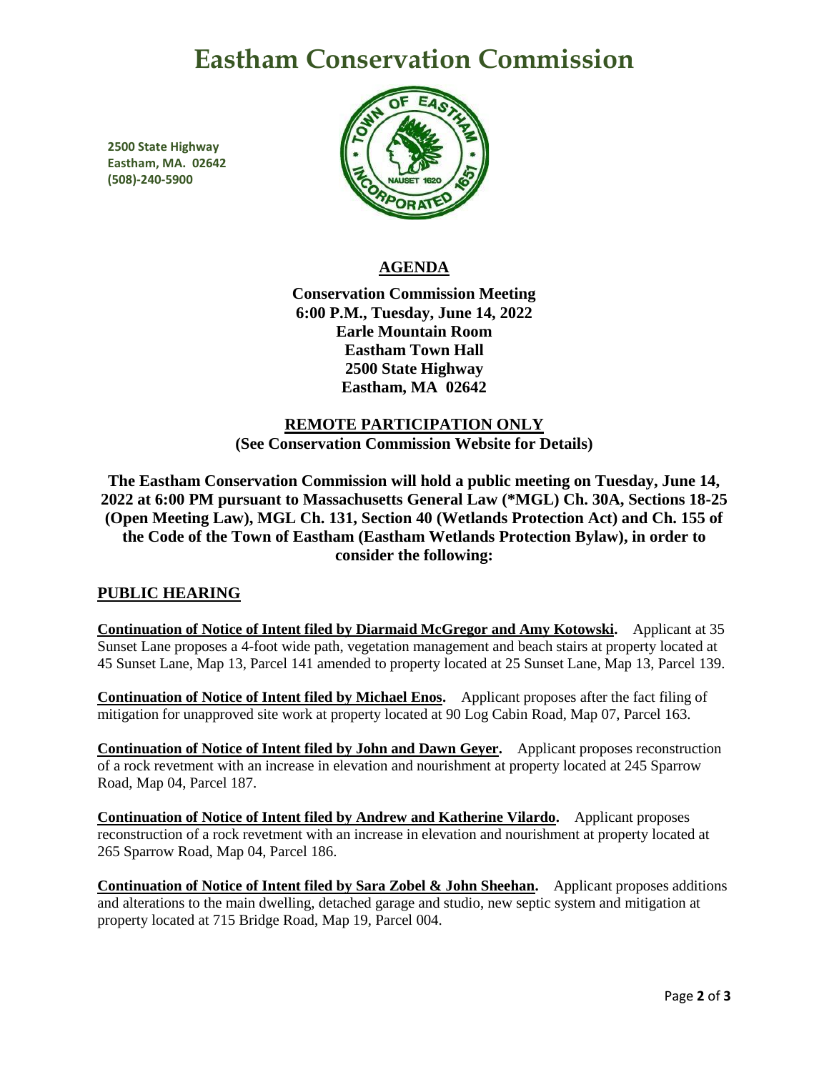# Eastham Conservation Commission

**2500 State Highway**
**Eastham, MA. 02642**
**(508)-240-5900**

## AGENDA

**Conservation Commission Meeting**
**6:00 P.M., Tuesday, June 14, 2022**
**Earle Mountain Room**
**Eastham Town Hall**
**2500 State Highway**
**Eastham, MA 02642**

**REMOTE PARTICIPATION ONLY**
**(See Conservation Commission Website for Details)**

**The Eastham Conservation Commission will hold a public meeting on Tuesday, June 14, 2022 at 6:00 PM pursuant to Massachusetts General Law (*MGL) Ch. 30A, Sections 18-25 (Open Meeting Law), MGL Ch. 131, Section 40 (Wetlands Protection Act) and Ch. 155 of the Code of the Town of Eastham (Eastham Wetlands Protection Bylaw), in order to consider the following:**

## PUBLIC HEARING

**Continuation of Notice of Intent filed by Diarmaid McGregor and Amy Kotowski.** Applicant at 35 Sunset Lane proposes a 4-foot wide path, vegetation management and beach stairs at property located at 45 Sunset Lane, Map 13, Parcel 141 amended to property located at 25 Sunset Lane, Map 13, Parcel 139.

**Continuation of Notice of Intent filed by Michael Enos.** Applicant proposes after the fact filing of mitigation for unapproved site work at property located at 90 Log Cabin Road, Map 07, Parcel 163.

**Continuation of Notice of Intent filed by John and Dawn Geyer.** Applicant proposes reconstruction of a rock revetment with an increase in elevation and nourishment at property located at 245 Sparrow Road, Map 04, Parcel 187.

**Continuation of Notice of Intent filed by Andrew and Katherine Vilardo.** Applicant proposes reconstruction of a rock revetment with an increase in elevation and nourishment at property located at 265 Sparrow Road, Map 04, Parcel 186.

**Continuation of Notice of Intent filed by Sara Zobel & John Sheehan.** Applicant proposes additions and alterations to the main dwelling, detached garage and studio, new septic system and mitigation at property located at 715 Bridge Road, Map 19, Parcel 004.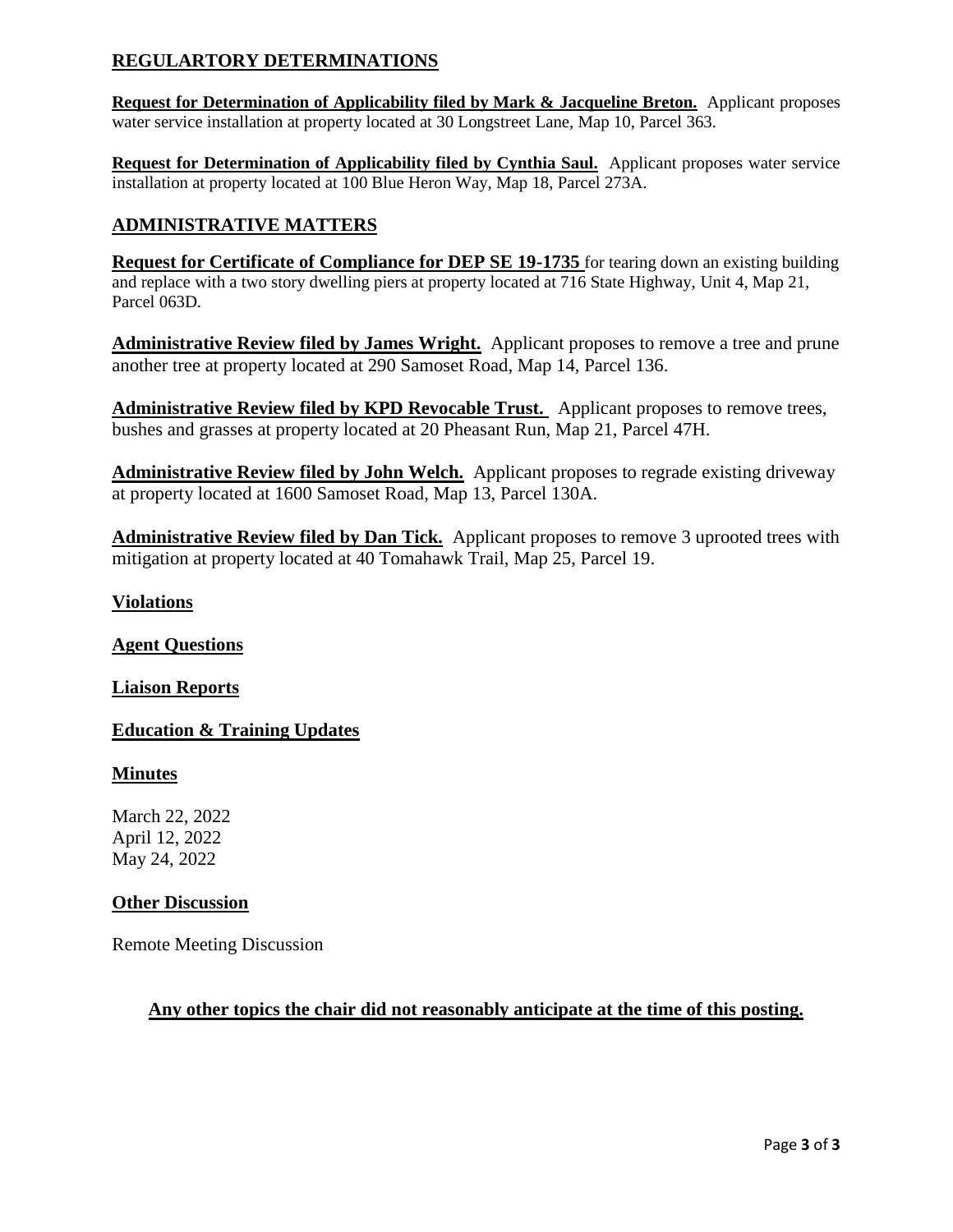## REGULARTORY DETERMINATIONS

**Request for Determination of Applicability filed by Mark & Jacqueline Breton.** Applicant proposes water service installation at property located at 30 Longstreet Lane, Map 10, Parcel 363.

**Request for Determination of Applicability filed by Cynthia Saul.** Applicant proposes water service installation at property located at 100 Blue Heron Way, Map 18, Parcel 273A.

## ADMINISTRATIVE MATTERS

**Request for Certificate of Compliance for DEP SE 19-1735** for tearing down an existing building and replace with a two story dwelling piers at property located at 716 State Highway, Unit 4, Map 21, Parcel 063D.

**Administrative Review filed by James Wright.** Applicant proposes to remove a tree and prune another tree at property located at 290 Samoset Road, Map 14, Parcel 136.

**Administrative Review filed by KPD Revocable Trust.** Applicant proposes to remove trees, bushes and grasses at property located at 20 Pheasant Run, Map 21, Parcel 47H.

**Administrative Review filed by John Welch.** Applicant proposes to regrade existing driveway at property located at 1600 Samoset Road, Map 13, Parcel 130A.

**Administrative Review filed by Dan Tick.** Applicant proposes to remove 3 uprooted trees with mitigation at property located at 40 Tomahawk Trail, Map 25, Parcel 19.

**Violations**

**Agent Questions**

**Liaison Reports**

**Education & Training Updates**

**Minutes**

March 22, 2022
April 12, 2022
May 24, 2022

**Other Discussion**

Remote Meeting Discussion

**Any other topics the chair did not reasonably anticipate at the time of this posting.**